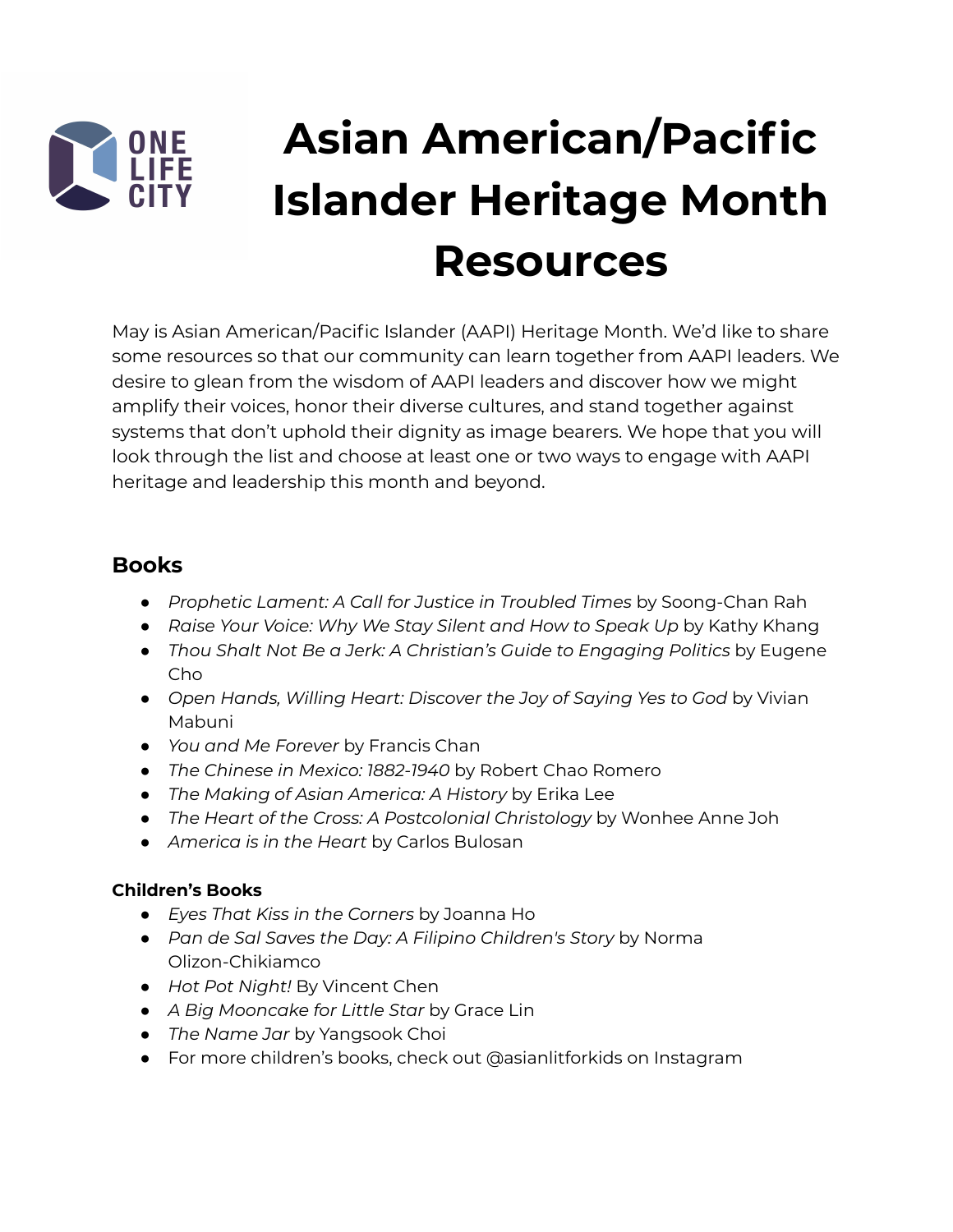# Asian American/Pacific Islander Heritage Month Resources

May is Asian American/Pacific Islander (AAPI) Heritage Month. We'd like to share some resources so that our community can learn together from AAPI leaders. We desire to glean from the wisdom of AAPI leaders and discover how we might amplify their voices, honor their diverse cultures, and stand together against systems that don't uphold their dignity as image bearers. We hope that you will look through the list and choose at least one or two ways to engage with AAPI heritage and leadership this month and beyond.

## Books

- *Prophetic Lament: A Call for Justice in Troubled Times* by Soong-Chan Rah
- *Raise Your Voice: Why We Stay Silent and How to Speak Up* by Kathy Khang
- *Thou Shalt Not Be a Jerk: A Christian's Guide to Engaging Politics* by Eugene Cho
- *Open Hands, Willing Heart: Discover the Joy of Saying Yes to God* by Vivian Mabuni
- *You and Me Forever* by Francis Chan
- *The Chinese in Mexico: 1882-1940* by Robert Chao Romero
- *The Making of Asian America: A History* by Erika Lee
- *The Heart of the Cross: A Postcolonial Christology* by Wonhee Anne Joh
- *America is in the Heart* by Carlos Bulosan

### Children's Books

- *Eyes That Kiss in the Corners* by Joanna Ho
- *Pan de Sal Saves the Day: A Filipino Children's Story* by Norma Olizon-Chikiamco
- *Hot Pot Night!* By Vincent Chen
- *A Big Mooncake for Little Star* by Grace Lin
- *The Name Jar* by Yangsook Choi
- For more children's books, check out @asianlitforkids on Instagram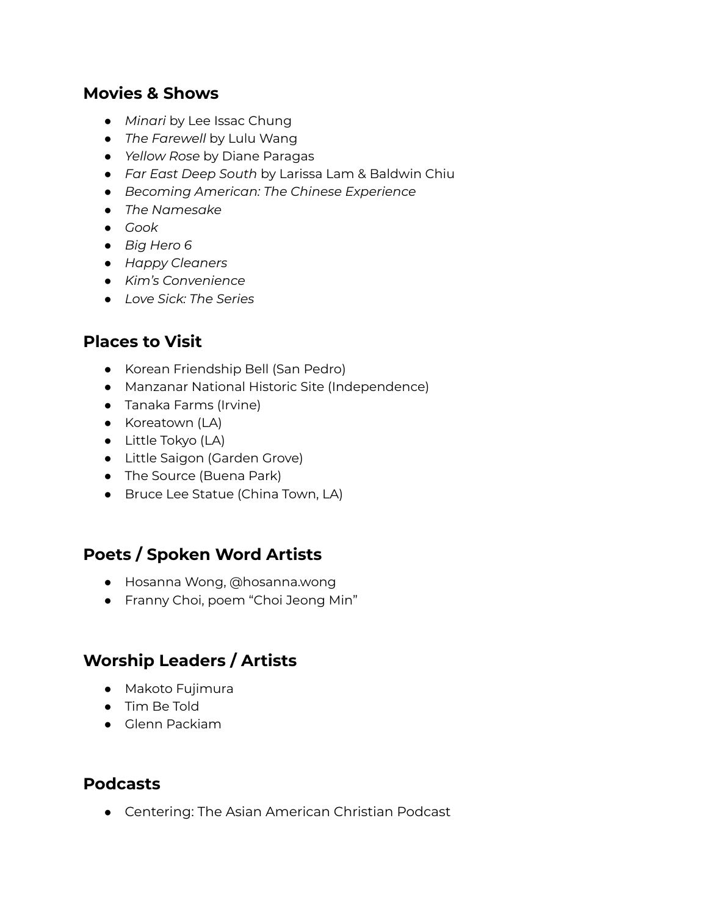## Movies & Shows

- *Minari* by Lee Issac Chung
- *The Farewell* by Lulu Wang
- *Yellow Rose* by Diane Paragas
- *Far East Deep South* by Larissa Lam & Baldwin Chiu
- *Becoming American: The Chinese Experience*
- *The Namesake*
- *Gook*
- *Big Hero 6*
- *Happy Cleaners*
- *Kim's Convenience*
- *Love Sick: The Series*

## Places to Visit

- Korean Friendship Bell (San Pedro)
- Manzanar National Historic Site (Independence)
- Tanaka Farms (Irvine)
- Koreatown (LA)
- Little Tokyo (LA)
- Little Saigon (Garden Grove)
- The Source (Buena Park)
- Bruce Lee Statue (China Town, LA)

## Poets / Spoken Word Artists

- Hosanna Wong, @hosanna.wong
- Franny Choi, poem "Choi Jeong Min"

## Worship Leaders / Artists

- Makoto Fujimura
- Tim Be Told
- Glenn Packiam

## Podcasts

- Centering: The Asian American Christian Podcast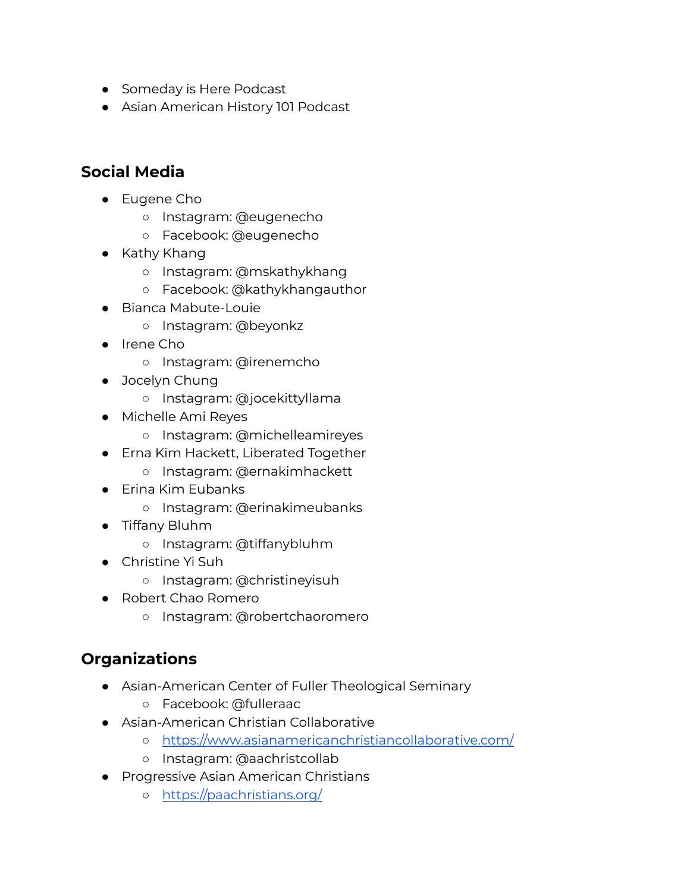- Someday is Here Podcast
- Asian American History 101 Podcast

## Social Media

- Eugene Cho
  - Instagram: @eugenecho
  - Facebook: @eugenecho
- Kathy Khang
  - Instagram: @mskathykhang
  - Facebook: @kathykhangauthor
- Bianca Mabute-Louie
  - Instagram: @beyonkz
- Irene Cho
  - Instagram: @irenemcho
- Jocelyn Chung
  - Instagram: @jocekittyllama
- Michelle Ami Reyes
  - Instagram: @michelleamireyes
- Erna Kim Hackett, Liberated Together
  - Instagram: @ernakimhackett
- Erina Kim Eubanks
  - Instagram: @erinakimeubanks
- Tiffany Bluhm
  - Instagram: @tiffanybluhm
- Christine Yi Suh
  - Instagram: @christineyisuh
- Robert Chao Romero
  - Instagram: @robertchaoromero

## Organizations

- Asian-American Center of Fuller Theological Seminary
  - Facebook: @fulleraac
- Asian-American Christian Collaborative
  - [https://www.asianamericanchristiancollaborative.com/](https://www.asianamericanchristiancollaborative.com/)
  - Instagram: @aachristcollab
- Progressive Asian American Christians
  - [https://paachristians.org/](https://paachristians.org/)